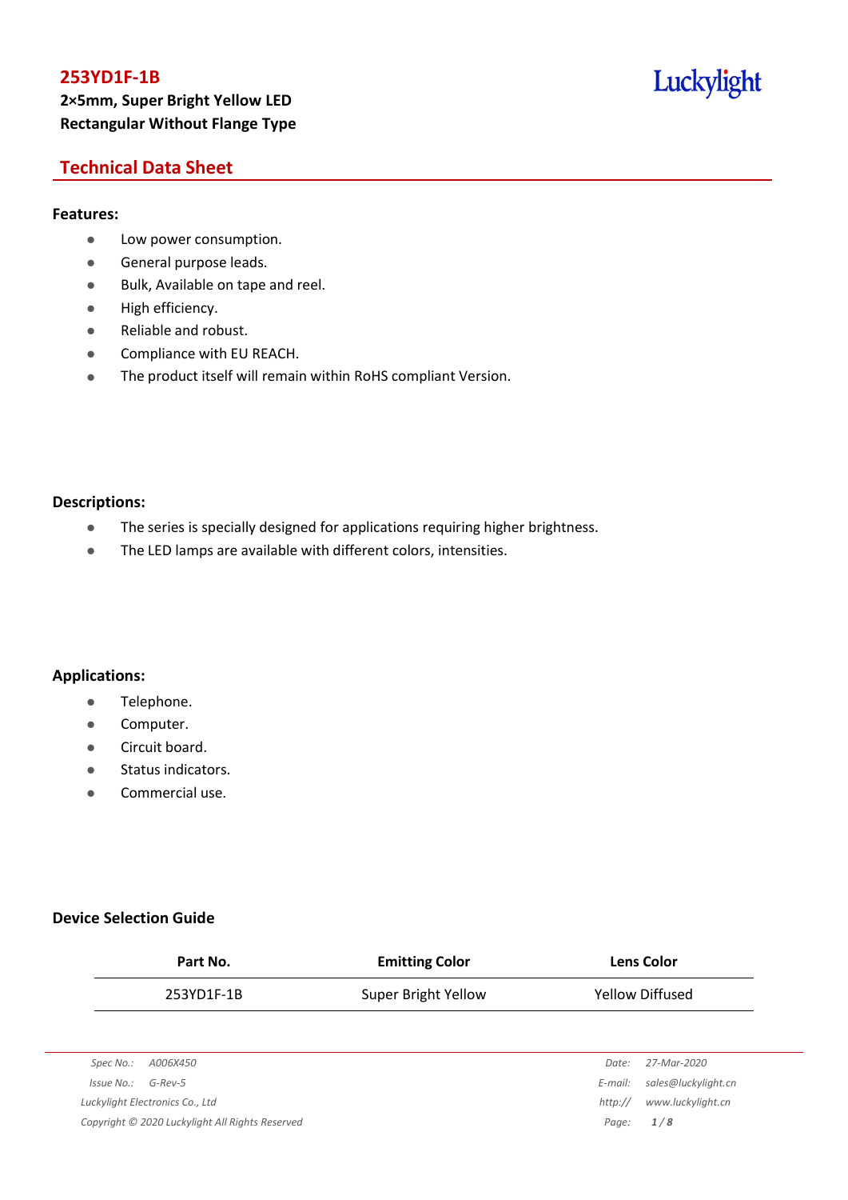# 253YD1F-1B

**2×5mm, Super Bright Yellow LED**
**Rectangular Without Flange Type**

Luckylight

## Technical Data Sheet

### Features:

- Low power consumption.
- General purpose leads.
- Bulk, Available on tape and reel.
- High efficiency.
- Reliable and robust.
- Compliance with EU REACH.
- The product itself will remain within RoHS compliant Version.

### Descriptions:

- The series is specially designed for applications requiring higher brightness.
- The LED lamps are available with different colors, intensities.

### Applications:

- Telephone.
- Computer.
- Circuit board.
- Status indicators.
- Commercial use.

### Device Selection Guide

| Part No. | Emitting Color | Lens Color |
|---|---|---|
| 253YD1F-1B | Super Bright Yellow | Yellow Diffused |

*Spec No.: A006X450*
*Issue No.: G-Rev-5*
*Luckylight Electronics Co., Ltd*
*Copyright © 2020 Luckylight All Rights Reserved*
*Date: 27-Mar-2020*
*E-mail: sales@luckylight.cn*
*http:// www.luckylight.cn*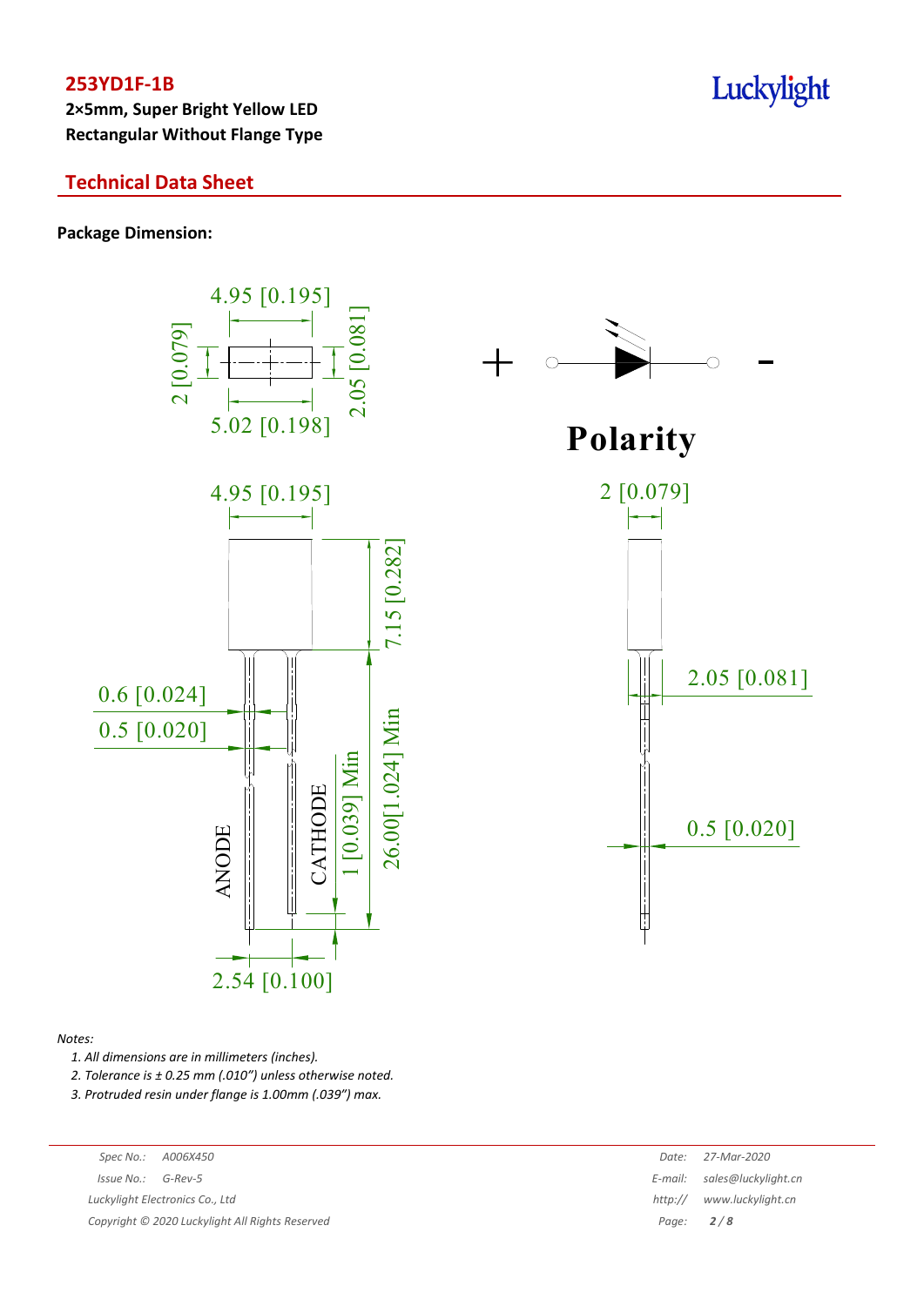# 253YD1F-1B

**2×5mm, Super Bright Yellow LED**
**Rectangular Without Flange Type**

## Technical Data Sheet

**Package Dimension:**

4.95 [0.195]

2 [0.079]

2.05 [0.081]

5.02 [0.198]

+ -

**Polarity**

4.95 [0.195]

7.15 [0.282]

0.6 [0.024]

0.5 [0.020]

ANODE

CATHODE

1 [0.039] Min

26.00[1.024] Min

2.54 [0.100]

2 [0.079]

2.05 [0.081]

0.5 [0.020]

*Notes:*

1. *All dimensions are in millimeters (inches).*
2. *Tolerance is ± 0.25 mm (.010") unless otherwise noted.*
3. *Protruded resin under flange is 1.00mm (.039") max.*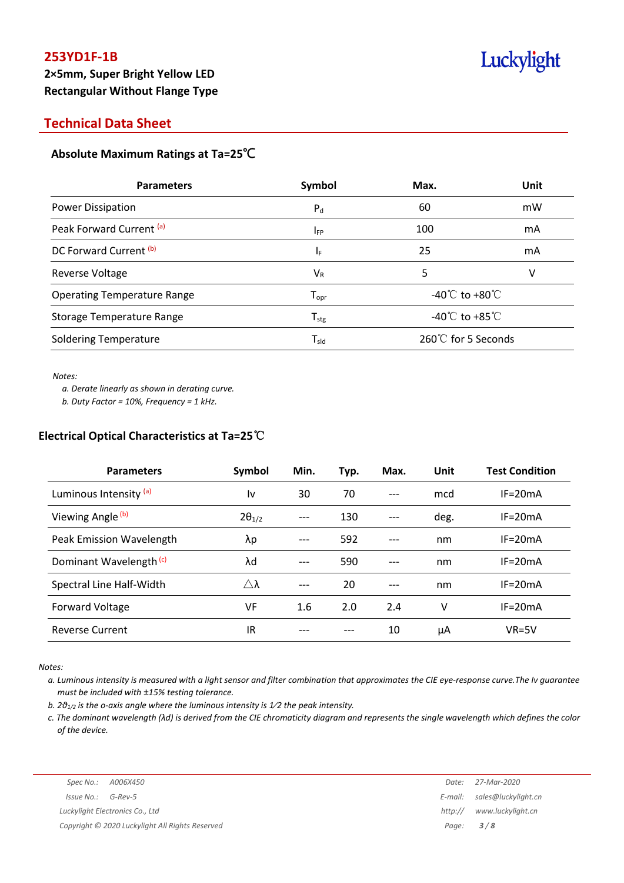# 253YD1F-1B

**2×5mm, Super Bright Yellow LED**
**Rectangular Without Flange Type**

## Technical Data Sheet

### Absolute Maximum Ratings at Ta=25℃

| Parameters | Symbol | Max. | Unit |
|---|---|---|---|
| Power Dissipation | $P_d$ | 60 | mW |
| Peak Forward Current [a] | $I_{FP}$ | 100 | mA |
| DC Forward Current [b] | $I_F$ | 25 | mA |
| Reverse Voltage | $V_R$ | 5 | V |
| Operating Temperature Range | $T_{opr}$ | -40℃ to +80℃ | |
| Storage Temperature Range | $T_{stg}$ | -40℃ to +85℃ | |
| Soldering Temperature | $T_{sld}$ | 260℃ for 5 Seconds | |

*Notes:*

*a. Derate linearly as shown in derating curve.*
*b. Duty Factor = 10%, Frequency = 1 kHz.*

### Electrical Optical Characteristics at Ta=25℃

| Parameters | Symbol | Min. | Typ. | Max. | Unit | Test Condition |
|---|---|---|---|---|---|---|
| Luminous Intensity [a] | Iv | 30 | 70 | --- | mcd | IF=20mA |
| Viewing Angle [b] | $2\theta_{1/2}$ | --- | 130 | --- | deg. | IF=20mA |
| Peak Emission Wavelength | λp | --- | 592 | --- | nm | IF=20mA |
| Dominant Wavelength [c] | λd | --- | 590 | --- | nm | IF=20mA |
| Spectral Line Half-Width | △λ | --- | 20 | --- | nm | IF=20mA |
| Forward Voltage | VF | 1.6 | 2.0 | 2.4 | V | IF=20mA |
| Reverse Current | IR | --- | --- | 10 | μA | VR=5V |

*Notes:*

*a. Luminous intensity is measured with a light sensor and filter combination that approximates the CIE eye-response curve.The Iv guarantee must be included with ±15% testing tolerance.*

*b. $2\theta_{1/2}$ is the o-axis angle where the luminous intensity is 1⁄2 the peak intensity.*

*c. The dominant wavelength (λd) is derived from the CIE chromaticity diagram and represents the single wavelength which defines the color of the device.*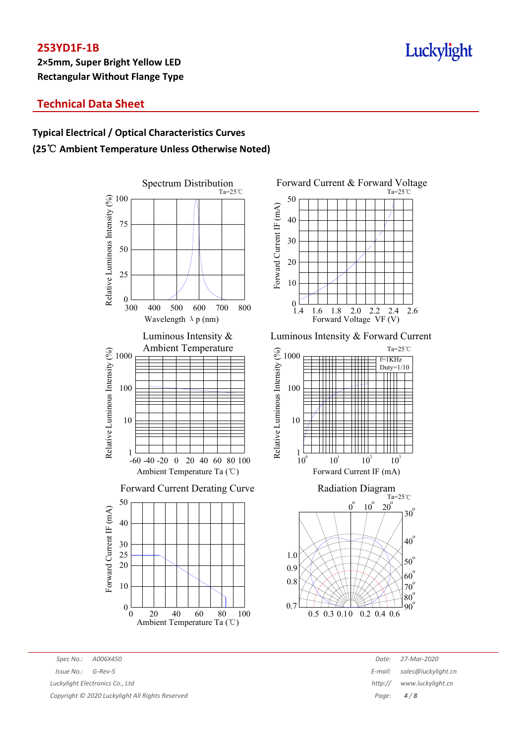## Technical Data Sheet

### Typical Electrical / Optical Characteristics Curves

**(25℃ Ambient Temperature Unless Otherwise Noted)**

Spectrum Distribution
Ta=25℃
Relative Luminous Intensity (%)
Wavelength λp (nm)

Forward Current & Forward Voltage
Ta=25℃
Forward Current IF (mA)
Forward Voltage VF (V)

Luminous Intensity & Ambient Temperature
Relative Luminous Intensity (%)
Ambient Temperature Ta (℃)

Luminous Intensity & Forward Current
Ta=25℃
f=1KHz
Duty=1/10
Relative Luminous Intensity (%)
Forward Current IF (mA)

Forward Current Derating Curve
Forward Current IF (mA)
Ambient Temperature Ta (℃)

Radiation Diagram
Ta=25℃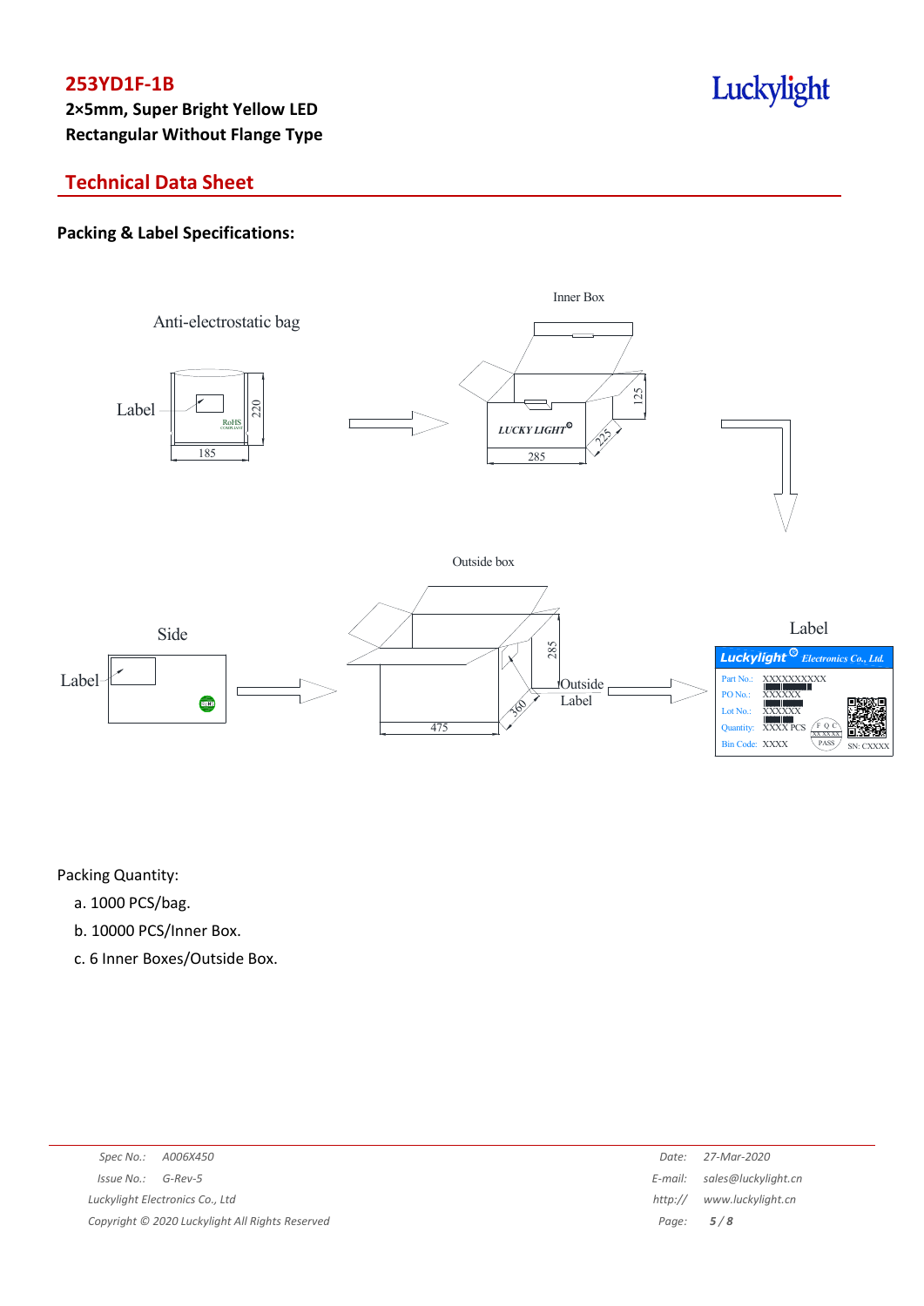## Technical Data Sheet

### Packing & Label Specifications:

Anti-electrostatic bag

Label

185

220

Inner Box

LUCKY LIGHT

285

225

125

Outside box

Side

Label

475

360

285

Outside Label

Label

Luckylight Electronics Co., Ltd.

Part No.: XXXXXXXXXX

PO No.: XXXXXX

Lot No.: XXXXXX

Quantity: XXXX PCS

Bin Code: XXXX

SN: CXXXX

Packing Quantity:

a. 1000 PCS/bag.

b. 10000 PCS/Inner Box.

c. 6 Inner Boxes/Outside Box.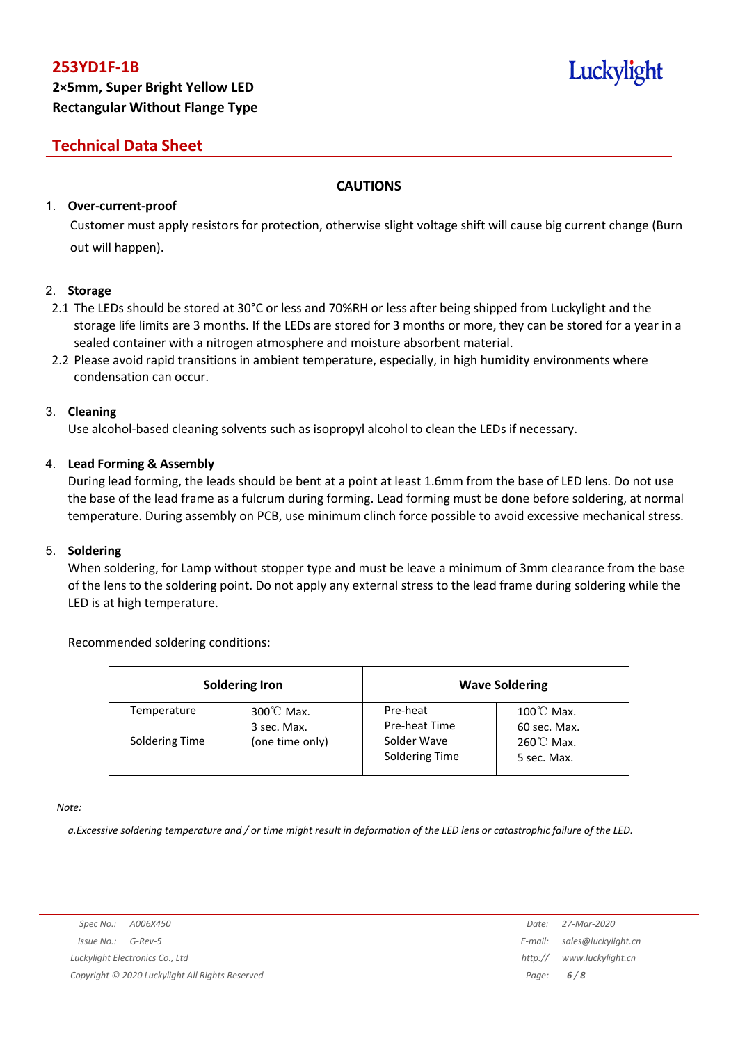**253YD1F-1B**

**2×5mm, Super Bright Yellow LED**
**Rectangular Without Flange Type**

## Technical Data Sheet

### CAUTIONS

1. **Over-current-proof**

   Customer must apply resistors for protection, otherwise slight voltage shift will cause big current change (Burn out will happen).

2. **Storage**

   2.1 The LEDs should be stored at 30°C or less and 70%RH or less after being shipped from Luckylight and the storage life limits are 3 months. If the LEDs are stored for 3 months or more, they can be stored for a year in a sealed container with a nitrogen atmosphere and moisture absorbent material.

   2.2 Please avoid rapid transitions in ambient temperature, especially, in high humidity environments where condensation can occur.

3. **Cleaning**

   Use alcohol-based cleaning solvents such as isopropyl alcohol to clean the LEDs if necessary.

4. **Lead Forming & Assembly**

   During lead forming, the leads should be bent at a point at least 1.6mm from the base of LED lens. Do not use the base of the lead frame as a fulcrum during forming. Lead forming must be done before soldering, at normal temperature. During assembly on PCB, use minimum clinch force possible to avoid excessive mechanical stress.

5. **Soldering**

   When soldering, for Lamp without stopper type and must be leave a minimum of 3mm clearance from the base of the lens to the soldering point. Do not apply any external stress to the lead frame during soldering while the LED is at high temperature.

   Recommended soldering conditions:

| Soldering Iron | | Wave Soldering | |
|---|---|---|---|
| Temperature<br>Soldering Time | 300℃ Max.<br>3 sec. Max.<br>(one time only) | Pre-heat<br>Pre-heat Time<br>Solder Wave<br>Soldering Time | 100℃ Max.<br>60 sec. Max.<br>260℃ Max.<br>5 sec. Max. |

*Note:*

*a.Excessive soldering temperature and / or time might result in deformation of the LED lens or catastrophic failure of the LED.*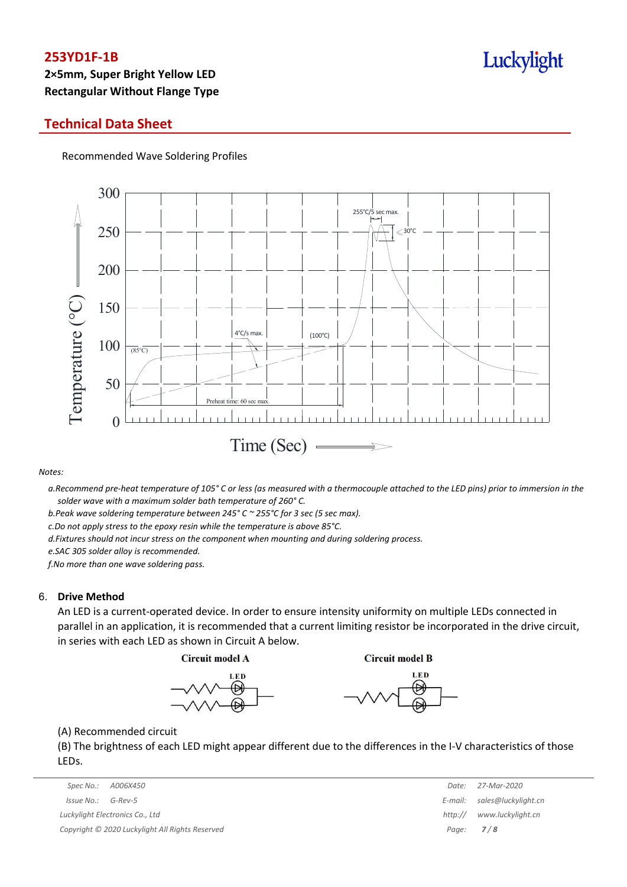Recommended Wave Soldering Profiles

*Notes:*

*a.Recommend pre-heat temperature of 105° C or less (as measured with a thermocouple attached to the LED pins) prior to immersion in the solder wave with a maximum solder bath temperature of 260° C.*

*b.Peak wave soldering temperature between 245° C ~ 255°C for 3 sec (5 sec max).*

*c.Do not apply stress to the epoxy resin while the temperature is above 85°C.*

*d.Fixtures should not incur stress on the component when mounting and during soldering process.*

*e.SAC 305 solder alloy is recommended.*

*f.No more than one wave soldering pass.*

## 6. Drive Method

An LED is a current-operated device. In order to ensure intensity uniformity on multiple LEDs connected in parallel in an application, it is recommended that a current limiting resistor be incorporated in the drive circuit, in series with each LED as shown in Circuit A below.

(A) Recommended circuit

(B) The brightness of each LED might appear different due to the differences in the I-V characteristics of those LEDs.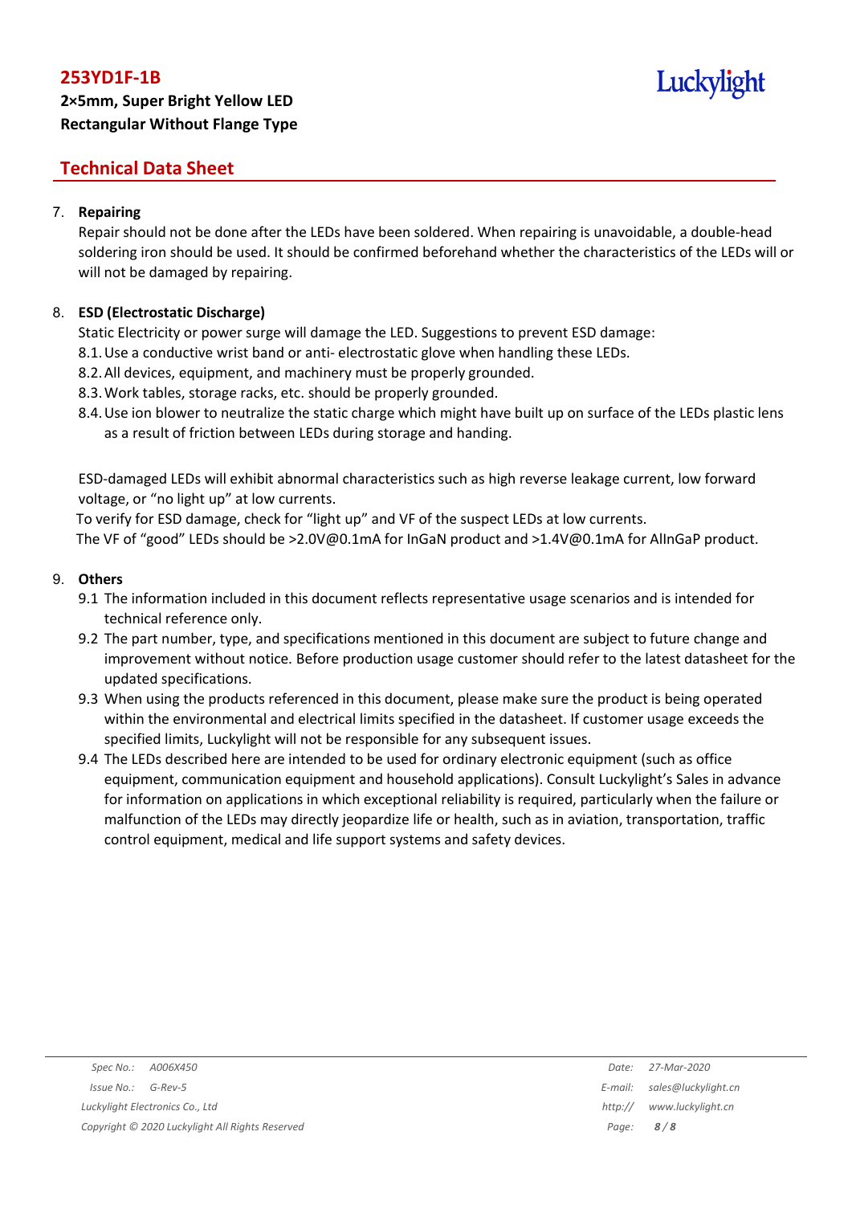7. **Repairing**

   Repair should not be done after the LEDs have been soldered. When repairing is unavoidable, a double-head soldering iron should be used. It should be confirmed beforehand whether the characteristics of the LEDs will or will not be damaged by repairing.

8. **ESD (Electrostatic Discharge)**

   Static Electricity or power surge will damage the LED. Suggestions to prevent ESD damage:

   8.1. Use a conductive wrist band or anti- electrostatic glove when handling these LEDs.

   8.2. All devices, equipment, and machinery must be properly grounded.

   8.3. Work tables, storage racks, etc. should be properly grounded.

   8.4. Use ion blower to neutralize the static charge which might have built up on surface of the LEDs plastic lens as a result of friction between LEDs during storage and handing.

   ESD-damaged LEDs will exhibit abnormal characteristics such as high reverse leakage current, low forward voltage, or "no light up" at low currents.

   To verify for ESD damage, check for "light up" and VF of the suspect LEDs at low currents.

   The VF of "good" LEDs should be >2.0V@0.1mA for InGaN product and >1.4V@0.1mA for AlInGaP product.

9. **Others**

   9.1 The information included in this document reflects representative usage scenarios and is intended for technical reference only.

   9.2 The part number, type, and specifications mentioned in this document are subject to future change and improvement without notice. Before production usage customer should refer to the latest datasheet for the updated specifications.

   9.3 When using the products referenced in this document, please make sure the product is being operated within the environmental and electrical limits specified in the datasheet. If customer usage exceeds the specified limits, Luckylight will not be responsible for any subsequent issues.

   9.4 The LEDs described here are intended to be used for ordinary electronic equipment (such as office equipment, communication equipment and household applications). Consult Luckylight's Sales in advance for information on applications in which exceptional reliability is required, particularly when the failure or malfunction of the LEDs may directly jeopardize life or health, such as in aviation, transportation, traffic control equipment, medical and life support systems and safety devices.